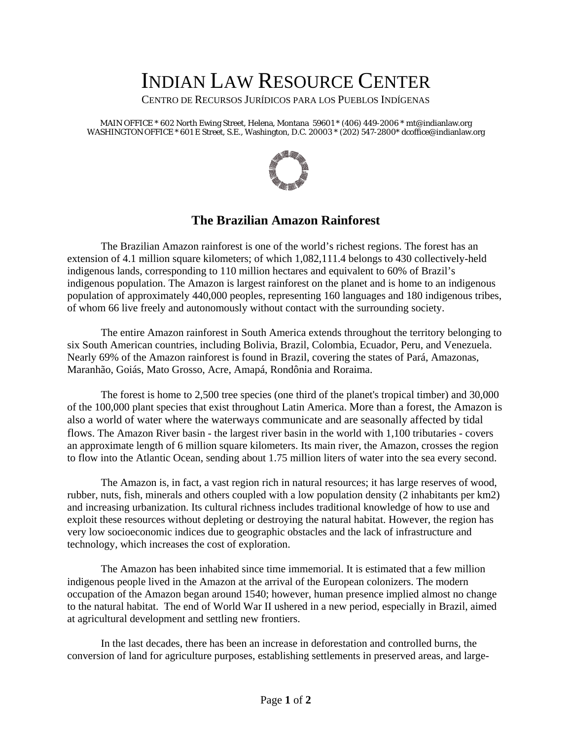# INDIAN LAW RESOURCE CENTER

CENTRO DE RECURSOS JURÍDICOS PARA LOS PUEBLOS INDÍGENAS

MAIN OFFICE * 602 North Ewing Street, Helena, Montana 59601 * (406) 449-2006 * mt@indianlaw.org
WASHINGTON OFFICE * 601 E Street, S.E., Washington, D.C. 20003 * (202) 547-2800* dcoffice@indianlaw.org

## The Brazilian Amazon Rainforest

The Brazilian Amazon rainforest is one of the world's richest regions. The forest has an extension of 4.1 million square kilometers; of which 1,082,111.4 belongs to 430 collectively-held indigenous lands, corresponding to 110 million hectares and equivalent to 60% of Brazil's indigenous population. The Amazon is largest rainforest on the planet and is home to an indigenous population of approximately 440,000 peoples, representing 160 languages and 180 indigenous tribes, of whom 66 live freely and autonomously without contact with the surrounding society.

The entire Amazon rainforest in South America extends throughout the territory belonging to six South American countries, including Bolivia, Brazil, Colombia, Ecuador, Peru, and Venezuela. Nearly 69% of the Amazon rainforest is found in Brazil, covering the states of Pará, Amazonas, Maranhão, Goiás, Mato Grosso, Acre, Amapá, Rondônia and Roraima.

The forest is home to 2,500 tree species (one third of the planet's tropical timber) and 30,000 of the 100,000 plant species that exist throughout Latin America. More than a forest, the Amazon is also a world of water where the waterways communicate and are seasonally affected by tidal flows. The Amazon River basin - the largest river basin in the world with 1,100 tributaries - covers an approximate length of 6 million square kilometers. Its main river, the Amazon, crosses the region to flow into the Atlantic Ocean, sending about 1.75 million liters of water into the sea every second.

The Amazon is, in fact, a vast region rich in natural resources; it has large reserves of wood, rubber, nuts, fish, minerals and others coupled with a low population density (2 inhabitants per km2) and increasing urbanization. Its cultural richness includes traditional knowledge of how to use and exploit these resources without depleting or destroying the natural habitat. However, the region has very low socioeconomic indices due to geographic obstacles and the lack of infrastructure and technology, which increases the cost of exploration.

The Amazon has been inhabited since time immemorial. It is estimated that a few million indigenous people lived in the Amazon at the arrival of the European colonizers. The modern occupation of the Amazon began around 1540; however, human presence implied almost no change to the natural habitat. The end of World War II ushered in a new period, especially in Brazil, aimed at agricultural development and settling new frontiers.

In the last decades, there has been an increase in deforestation and controlled burns, the conversion of land for agriculture purposes, establishing settlements in preserved areas, and large-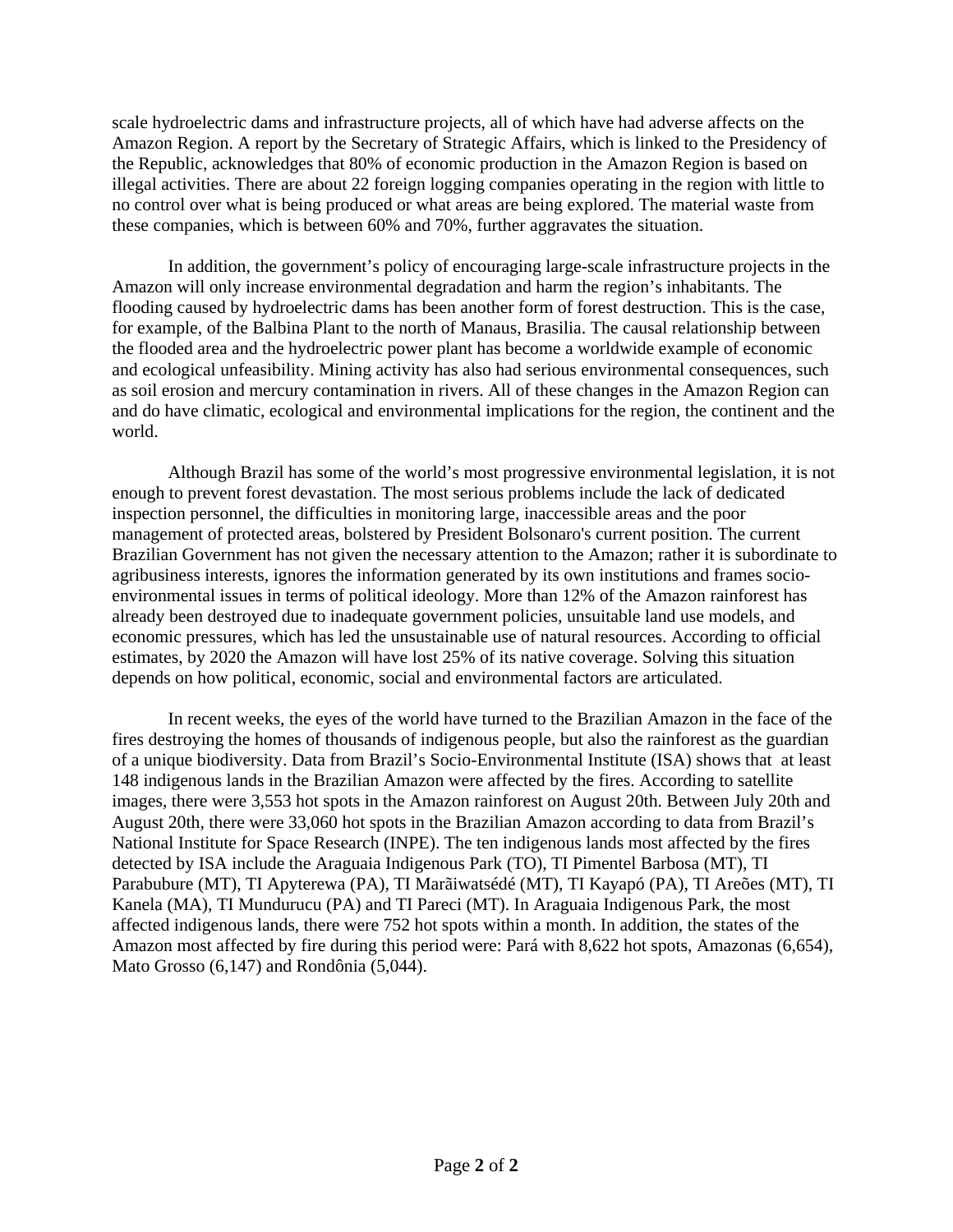scale hydroelectric dams and infrastructure projects, all of which have had adverse affects on the Amazon Region. A report by the Secretary of Strategic Affairs, which is linked to the Presidency of the Republic, acknowledges that 80% of economic production in the Amazon Region is based on illegal activities. There are about 22 foreign logging companies operating in the region with little to no control over what is being produced or what areas are being explored. The material waste from these companies, which is between 60% and 70%, further aggravates the situation.

In addition, the government's policy of encouraging large-scale infrastructure projects in the Amazon will only increase environmental degradation and harm the region's inhabitants. The flooding caused by hydroelectric dams has been another form of forest destruction. This is the case, for example, of the Balbina Plant to the north of Manaus, Brasilia. The causal relationship between the flooded area and the hydroelectric power plant has become a worldwide example of economic and ecological unfeasibility. Mining activity has also had serious environmental consequences, such as soil erosion and mercury contamination in rivers. All of these changes in the Amazon Region can and do have climatic, ecological and environmental implications for the region, the continent and the world.

Although Brazil has some of the world's most progressive environmental legislation, it is not enough to prevent forest devastation. The most serious problems include the lack of dedicated inspection personnel, the difficulties in monitoring large, inaccessible areas and the poor management of protected areas, bolstered by President Bolsonaro's current position. The current Brazilian Government has not given the necessary attention to the Amazon; rather it is subordinate to agribusiness interests, ignores the information generated by its own institutions and frames socio-environmental issues in terms of political ideology. More than 12% of the Amazon rainforest has already been destroyed due to inadequate government policies, unsuitable land use models, and economic pressures, which has led the unsustainable use of natural resources. According to official estimates, by 2020 the Amazon will have lost 25% of its native coverage. Solving this situation depends on how political, economic, social and environmental factors are articulated.

In recent weeks, the eyes of the world have turned to the Brazilian Amazon in the face of the fires destroying the homes of thousands of indigenous people, but also the rainforest as the guardian of a unique biodiversity. Data from Brazil's Socio-Environmental Institute (ISA) shows that at least 148 indigenous lands in the Brazilian Amazon were affected by the fires. According to satellite images, there were 3,553 hot spots in the Amazon rainforest on August 20th. Between July 20th and August 20th, there were 33,060 hot spots in the Brazilian Amazon according to data from Brazil's National Institute for Space Research (INPE). The ten indigenous lands most affected by the fires detected by ISA include the Araguaia Indigenous Park (TO), TI Pimentel Barbosa (MT), TI Parabubure (MT), TI Apyterewa (PA), TI Marãiwatsédé (MT), TI Kayapó (PA), TI Areões (MT), TI Kanela (MA), TI Mundurucu (PA) and TI Pareci (MT). In Araguaia Indigenous Park, the most affected indigenous lands, there were 752 hot spots within a month. In addition, the states of the Amazon most affected by fire during this period were: Pará with 8,622 hot spots, Amazonas (6,654), Mato Grosso (6,147) and Rondônia (5,044).